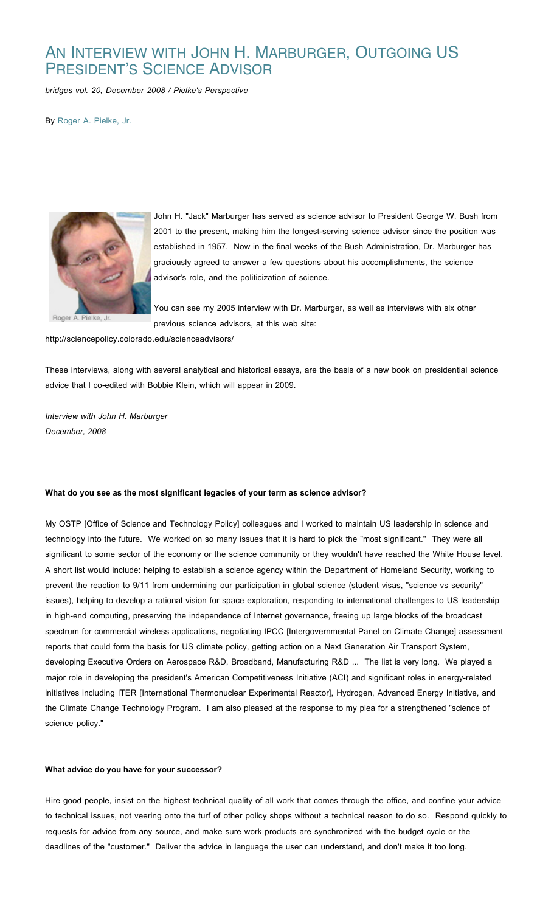# An Interview with John H. Marburger, Outgoing US President's Science Advisor

*bridges vol. 20, December 2008 / Pielke's Perspective*

By Roger A. Pielke, Jr.

Roger A. Pielke, Jr.

John H. "Jack" Marburger has served as science advisor to President George W. Bush from 2001 to the present, making him the longest-serving science advisor since the position was established in 1957. Now in the final weeks of the Bush Administration, Dr. Marburger has graciously agreed to answer a few questions about his accomplishments, the science advisor's role, and the politicization of science.

You can see my 2005 interview with Dr. Marburger, as well as interviews with six other previous science advisors, at this web site: http://sciencepolicy.colorado.edu/scienceadvisors/

These interviews, along with several analytical and historical essays, are the basis of a new book on presidential science advice that I co-edited with Bobbie Klein, which will appear in 2009.

*Interview with John H. Marburger*
*December, 2008*

**What do you see as the most significant legacies of your term as science advisor?**

My OSTP [Office of Science and Technology Policy] colleagues and I worked to maintain US leadership in science and technology into the future. We worked on so many issues that it is hard to pick the "most significant." They were all significant to some sector of the economy or the science community or they wouldn't have reached the White House level. A short list would include: helping to establish a science agency within the Department of Homeland Security, working to prevent the reaction to 9/11 from undermining our participation in global science (student visas, "science vs security" issues), helping to develop a rational vision for space exploration, responding to international challenges to US leadership in high-end computing, preserving the independence of Internet governance, freeing up large blocks of the broadcast spectrum for commercial wireless applications, negotiating IPCC [Intergovernmental Panel on Climate Change] assessment reports that could form the basis for US climate policy, getting action on a Next Generation Air Transport System, developing Executive Orders on Aerospace R&D, Broadband, Manufacturing R&D ... The list is very long. We played a major role in developing the president's American Competitiveness Initiative (ACI) and significant roles in energy-related initiatives including ITER [International Thermonuclear Experimental Reactor], Hydrogen, Advanced Energy Initiative, and the Climate Change Technology Program. I am also pleased at the response to my plea for a strengthened "science of science policy."

**What advice do you have for your successor?**

Hire good people, insist on the highest technical quality of all work that comes through the office, and confine your advice to technical issues, not veering onto the turf of other policy shops without a technical reason to do so. Respond quickly to requests for advice from any source, and make sure work products are synchronized with the budget cycle or the deadlines of the "customer." Deliver the advice in language the user can understand, and don't make it too long.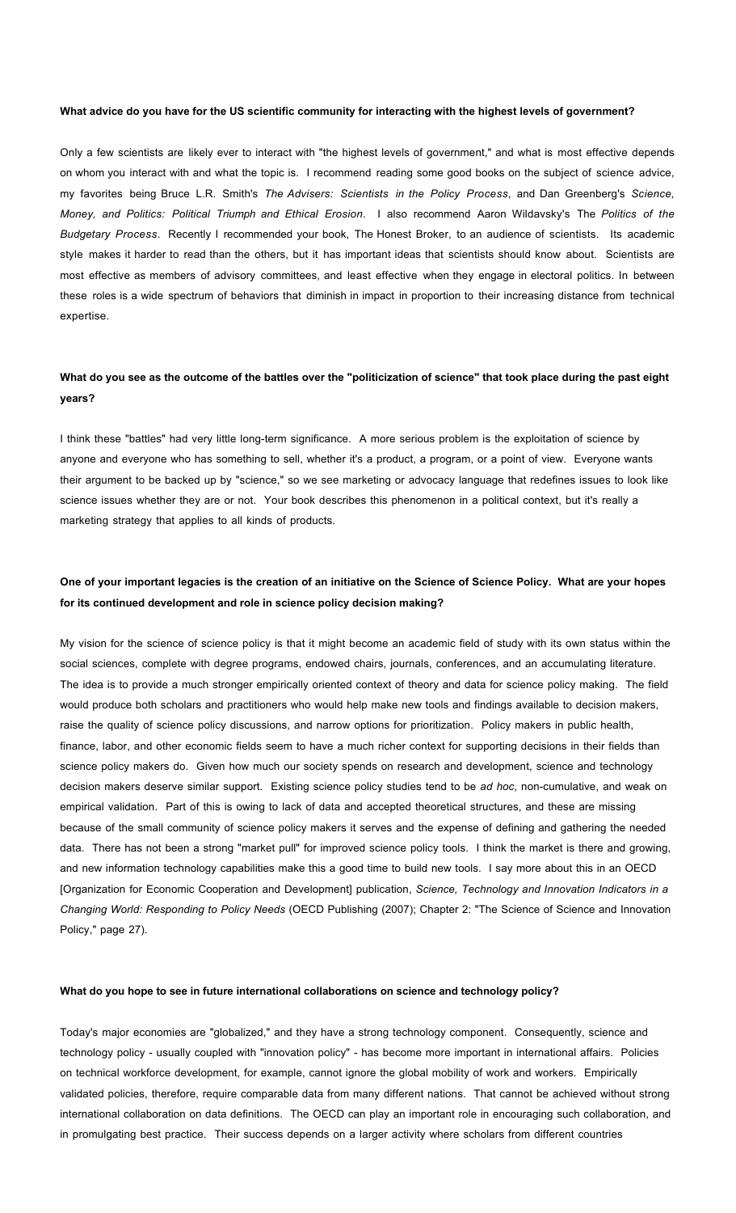**What advice do you have for the US scientific community for interacting with the highest levels of government?**

Only a few scientists are likely ever to interact with "the highest levels of government," and what is most effective depends on whom you interact with and what the topic is. I recommend reading some good books on the subject of science advice, my favorites being Bruce L.R. Smith's *The Advisers: Scientists in the Policy Process*, and Dan Greenberg's *Science, Money, and Politics: Political Triumph and Ethical Erosion*. I also recommend Aaron Wildavsky's The *Politics of the Budgetary Process*. Recently I recommended your book, The Honest Broker, to an audience of scientists. Its academic style makes it harder to read than the others, but it has important ideas that scientists should know about. Scientists are most effective as members of advisory committees, and least effective when they engage in electoral politics. In between these roles is a wide spectrum of behaviors that diminish in impact in proportion to their increasing distance from technical expertise.

**What do you see as the outcome of the battles over the "politicization of science" that took place during the past eight years?**

I think these "battles" had very little long-term significance. A more serious problem is the exploitation of science by anyone and everyone who has something to sell, whether it's a product, a program, or a point of view. Everyone wants their argument to be backed up by "science," so we see marketing or advocacy language that redefines issues to look like science issues whether they are or not. Your book describes this phenomenon in a political context, but it's really a marketing strategy that applies to all kinds of products.

**One of your important legacies is the creation of an initiative on the Science of Science Policy. What are your hopes for its continued development and role in science policy decision making?**

My vision for the science of science policy is that it might become an academic field of study with its own status within the social sciences, complete with degree programs, endowed chairs, journals, conferences, and an accumulating literature. The idea is to provide a much stronger empirically oriented context of theory and data for science policy making. The field would produce both scholars and practitioners who would help make new tools and findings available to decision makers, raise the quality of science policy discussions, and narrow options for prioritization. Policy makers in public health, finance, labor, and other economic fields seem to have a much richer context for supporting decisions in their fields than science policy makers do. Given how much our society spends on research and development, science and technology decision makers deserve similar support. Existing science policy studies tend to be *ad hoc*, non-cumulative, and weak on empirical validation. Part of this is owing to lack of data and accepted theoretical structures, and these are missing because of the small community of science policy makers it serves and the expense of defining and gathering the needed data. There has not been a strong "market pull" for improved science policy tools. I think the market is there and growing, and new information technology capabilities make this a good time to build new tools. I say more about this in an OECD [Organization for Economic Cooperation and Development] publication, *Science, Technology and Innovation Indicators in a Changing World: Responding to Policy Needs* (OECD Publishing (2007); Chapter 2: "The Science of Science and Innovation Policy," page 27).

**What do you hope to see in future international collaborations on science and technology policy?**

Today's major economies are "globalized," and they have a strong technology component. Consequently, science and technology policy - usually coupled with "innovation policy" - has become more important in international affairs. Policies on technical workforce development, for example, cannot ignore the global mobility of work and workers. Empirically validated policies, therefore, require comparable data from many different nations. That cannot be achieved without strong international collaboration on data definitions. The OECD can play an important role in encouraging such collaboration, and in promulgating best practice. Their success depends on a larger activity where scholars from different countries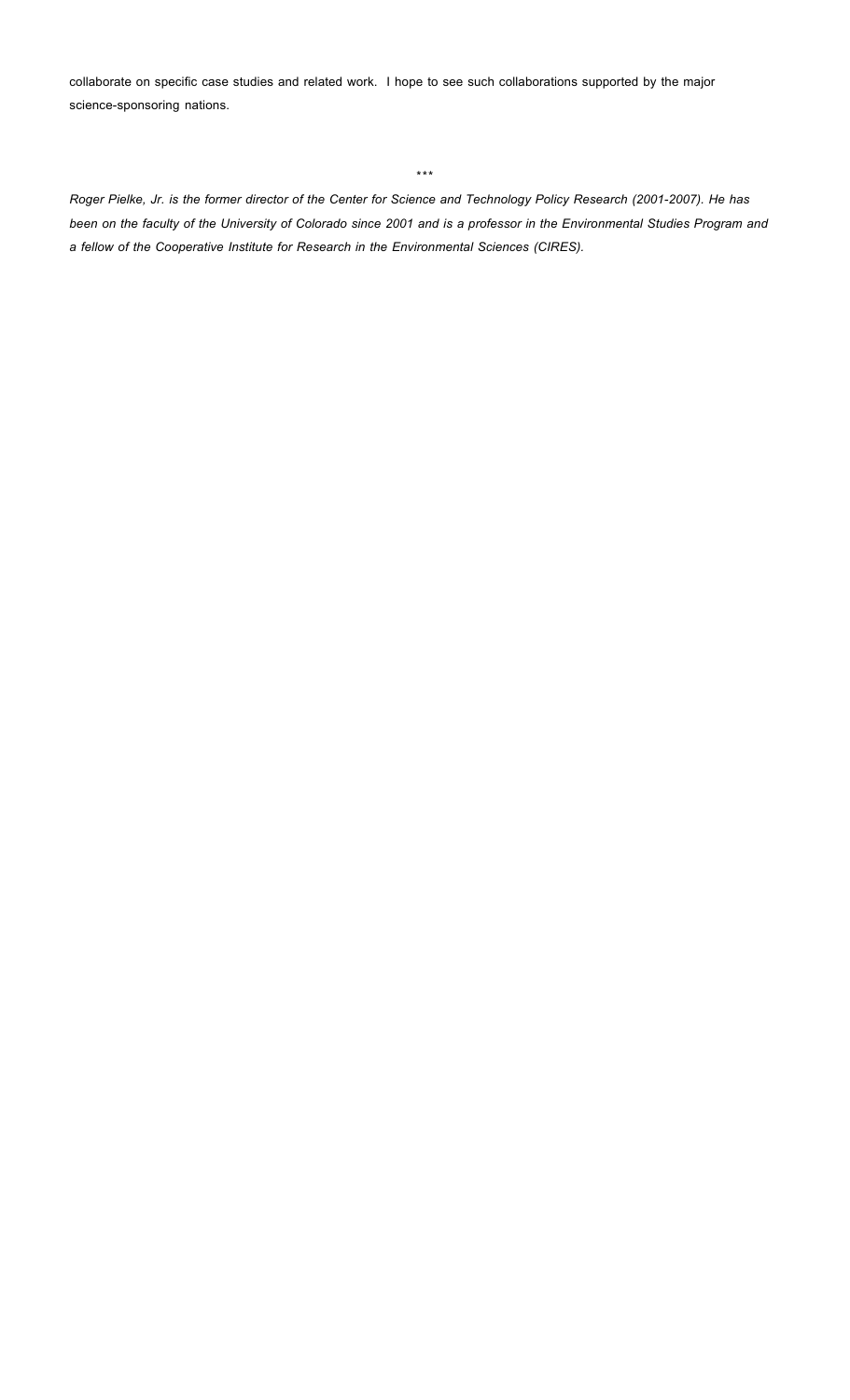collaborate on specific case studies and related work. I hope to see such collaborations supported by the major science-sponsoring nations.

***

*Roger Pielke, Jr. is the former director of the Center for Science and Technology Policy Research (2001-2007). He has been on the faculty of the University of Colorado since 2001 and is a professor in the Environmental Studies Program and a fellow of the Cooperative Institute for Research in the Environmental Sciences (CIRES).*